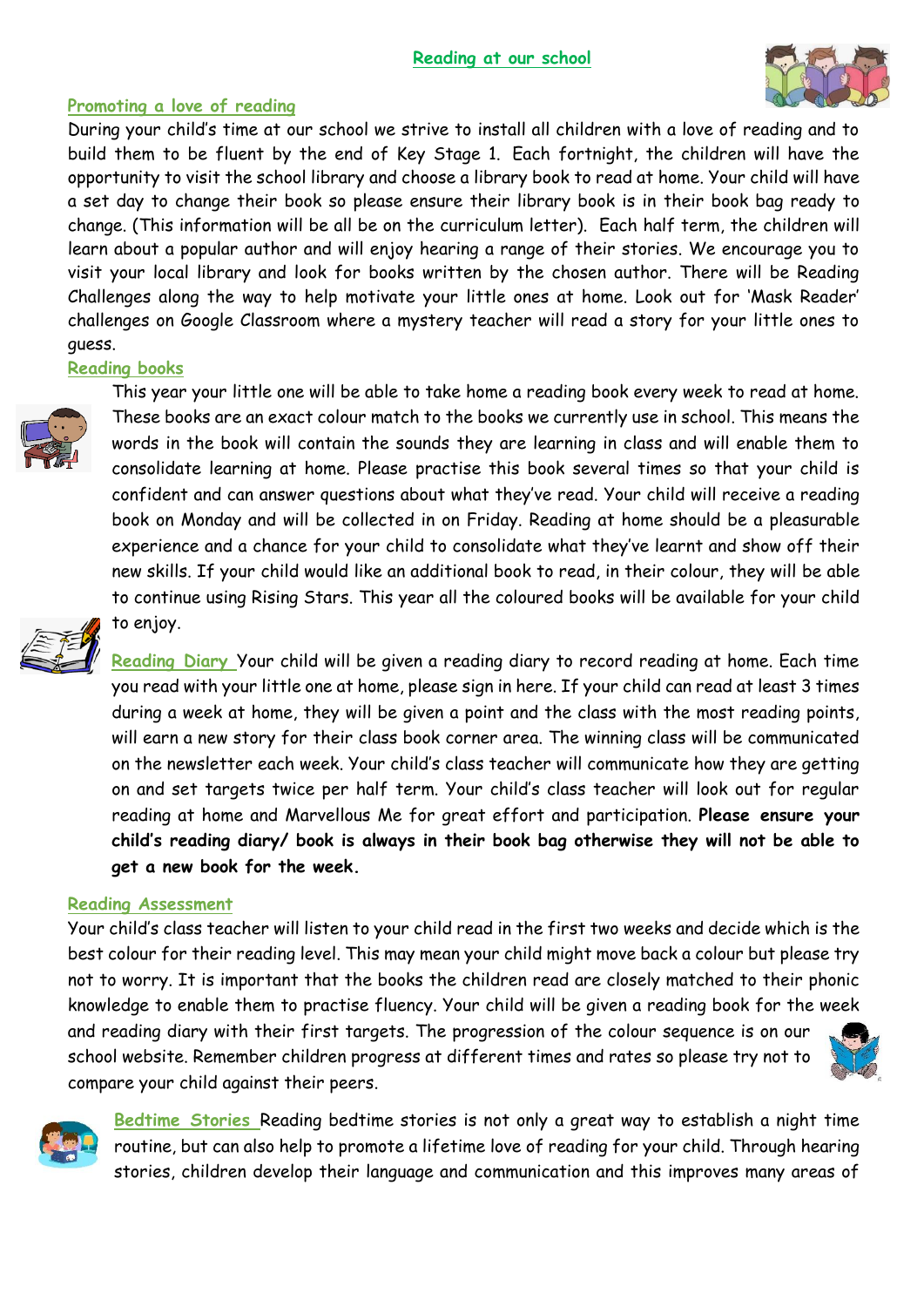# Reading at our school

## Promoting a love of reading

During your child's time at our school we strive to install all children with a love of reading and to build them to be fluent by the end of Key Stage 1. Each fortnight, the children will have the opportunity to visit the school library and choose a library book to read at home. Your child will have a set day to change their book so please ensure their library book is in their book bag ready to change. (This information will be all be on the curriculum letter). Each half term, the children will learn about a popular author and will enjoy hearing a range of their stories. We encourage you to visit your local library and look for books written by the chosen author. There will be Reading Challenges along the way to help motivate your little ones at home. Look out for 'Mask Reader' challenges on Google Classroom where a mystery teacher will read a story for your little ones to guess.

## Reading books

This year your little one will be able to take home a reading book every week to read at home. These books are an exact colour match to the books we currently use in school. This means the words in the book will contain the sounds they are learning in class and will enable them to consolidate learning at home. Please practise this book several times so that your child is confident and can answer questions about what they've read. Your child will receive a reading book on Monday and will be collected in on Friday. Reading at home should be a pleasurable experience and a chance for your child to consolidate what they've learnt and show off their new skills. If your child would like an additional book to read, in their colour, they will be able to continue using Rising Stars. This year all the coloured books will be available for your child to enjoy.

## Reading Diary

Your child will be given a reading diary to record reading at home. Each time you read with your little one at home, please sign in here. If your child can read at least 3 times during a week at home, they will be given a point and the class with the most reading points, will earn a new story for their class book corner area. The winning class will be communicated on the newsletter each week. Your child's class teacher will communicate how they are getting on and set targets twice per half term. Your child's class teacher will look out for regular reading at home and Marvellous Me for great effort and participation. **Please ensure your child's reading diary/ book is always in their book bag otherwise they will not be able to get a new book for the week.**

## Reading Assessment

Your child's class teacher will listen to your child read in the first two weeks and decide which is the best colour for their reading level. This may mean your child might move back a colour but please try not to worry. It is important that the books the children read are closely matched to their phonic knowledge to enable them to practise fluency. Your child will be given a reading book for the week and reading diary with their first targets. The progression of the colour sequence is on our school website. Remember children progress at different times and rates so please try not to compare your child against their peers.

## Bedtime Stories

Reading bedtime stories is not only a great way to establish a night time routine, but can also help to promote a lifetime love of reading for your child. Through hearing stories, children develop their language and communication and this improves many areas of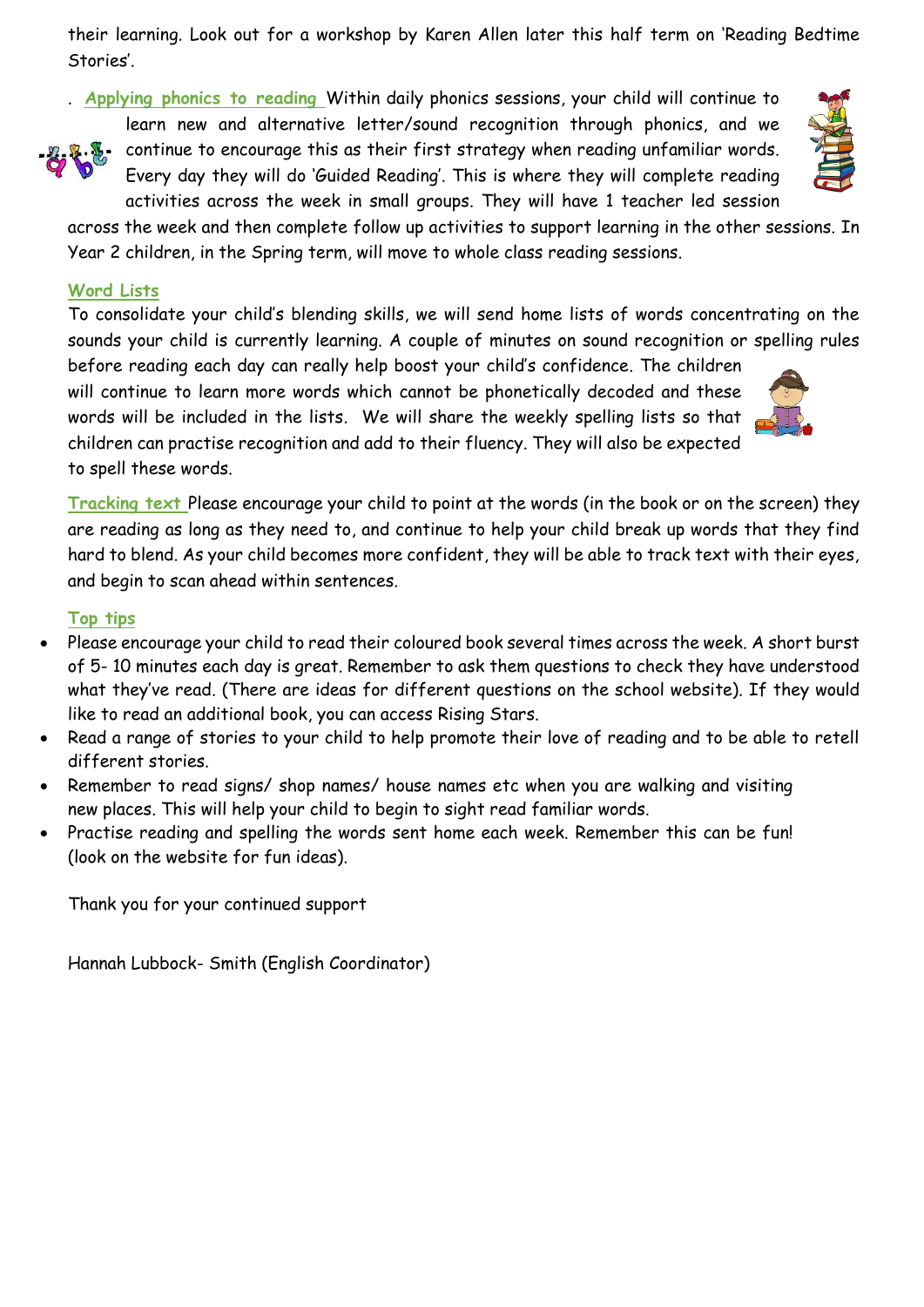their learning. Look out for a workshop by Karen Allen later this half term on 'Reading Bedtime Stories'.

. **Applying phonics to reading** Within daily phonics sessions, your child will continue to learn new and alternative letter/sound recognition through phonics, and we continue to encourage this as their first strategy when reading unfamiliar words. Every day they will do 'Guided Reading'. This is where they will complete reading activities across the week in small groups. They will have 1 teacher led session across the week and then complete follow up activities to support learning in the other sessions. In Year 2 children, in the Spring term, will move to whole class reading sessions.

**Word Lists**

To consolidate your child's blending skills, we will send home lists of words concentrating on the sounds your child is currently learning. A couple of minutes on sound recognition or spelling rules before reading each day can really help boost your child's confidence. The children will continue to learn more words which cannot be phonetically decoded and these words will be included in the lists. We will share the weekly spelling lists so that children can practise recognition and add to their fluency. They will also be expected to spell these words.

**Tracking text** Please encourage your child to point at the words (in the book or on the screen) they are reading as long as they need to, and continue to help your child break up words that they find hard to blend. As your child becomes more confident, they will be able to track text with their eyes, and begin to scan ahead within sentences.

**Top tips**

- Please encourage your child to read their coloured book several times across the week. A short burst of 5- 10 minutes each day is great. Remember to ask them questions to check they have understood what they've read. (There are ideas for different questions on the school website). If they would like to read an additional book, you can access Rising Stars.
- Read a range of stories to your child to help promote their love of reading and to be able to retell different stories.
- Remember to read signs/ shop names/ house names etc when you are walking and visiting new places. This will help your child to begin to sight read familiar words.
- Practise reading and spelling the words sent home each week. Remember this can be fun! (look on the website for fun ideas).

Thank you for your continued support

Hannah Lubbock- Smith (English Coordinator)